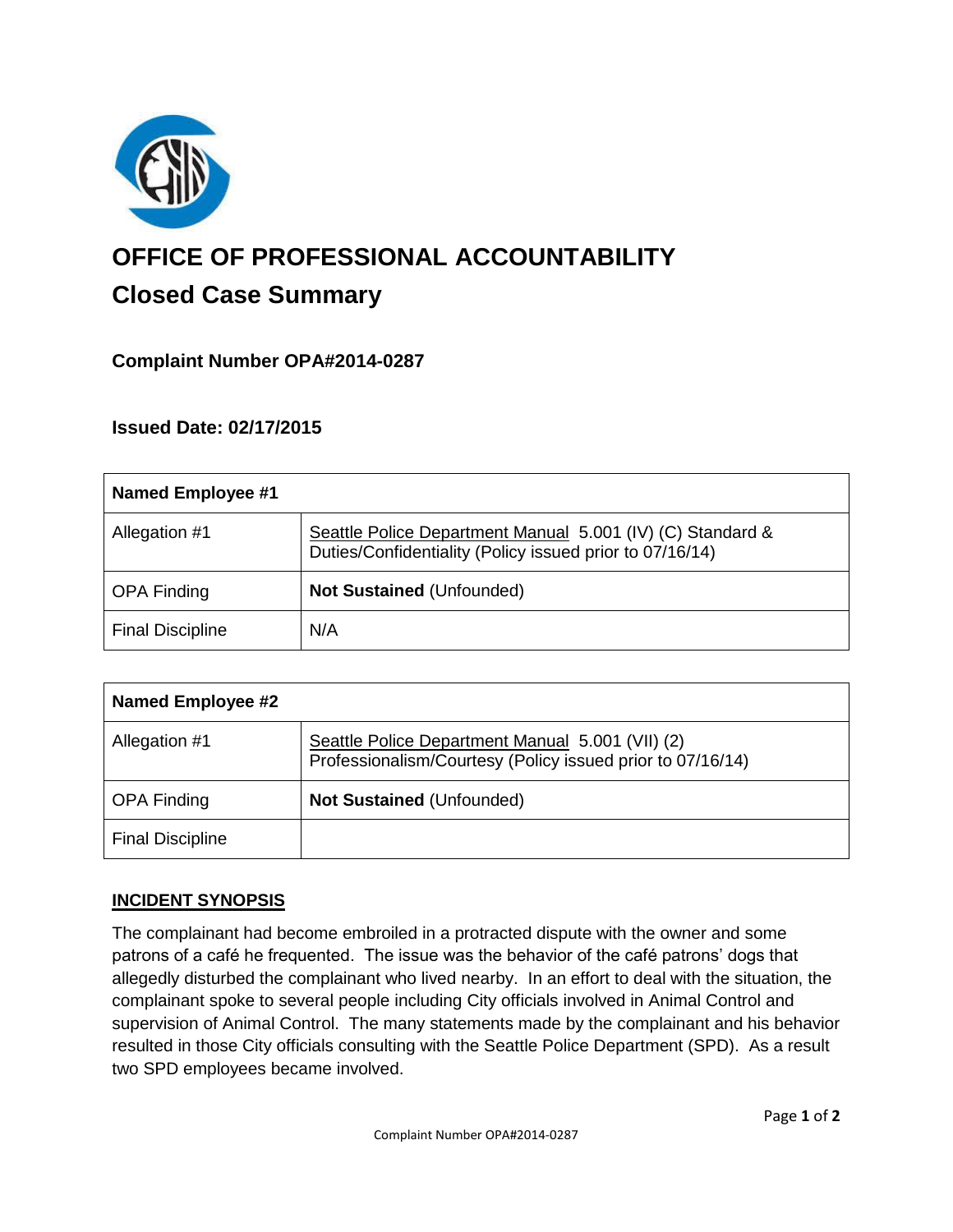# OFFICE OF PROFESSIONAL ACCOUNTABILITY

## Closed Case Summary

### Complaint Number OPA#2014-0287

### Issued Date: 02/17/2015

| **Named Employee #1** | |
|---|---|
| Allegation #1 | Seattle Police Department Manual 5.001 (IV) (C) Standard & Duties/Confidentiality (Policy issued prior to 07/16/14) |
| OPA Finding | **Not Sustained** (Unfounded) |
| Final Discipline | N/A |

| **Named Employee #2** | |
|---|---|
| Allegation #1 | Seattle Police Department Manual 5.001 (VII) (2) Professionalism/Courtesy (Policy issued prior to 07/16/14) |
| OPA Finding | **Not Sustained** (Unfounded) |
| Final Discipline | |

**INCIDENT SYNOPSIS**

The complainant had become embroiled in a protracted dispute with the owner and some patrons of a café he frequented. The issue was the behavior of the café patrons' dogs that allegedly disturbed the complainant who lived nearby. In an effort to deal with the situation, the complainant spoke to several people including City officials involved in Animal Control and supervision of Animal Control. The many statements made by the complainant and his behavior resulted in those City officials consulting with the Seattle Police Department (SPD). As a result two SPD employees became involved.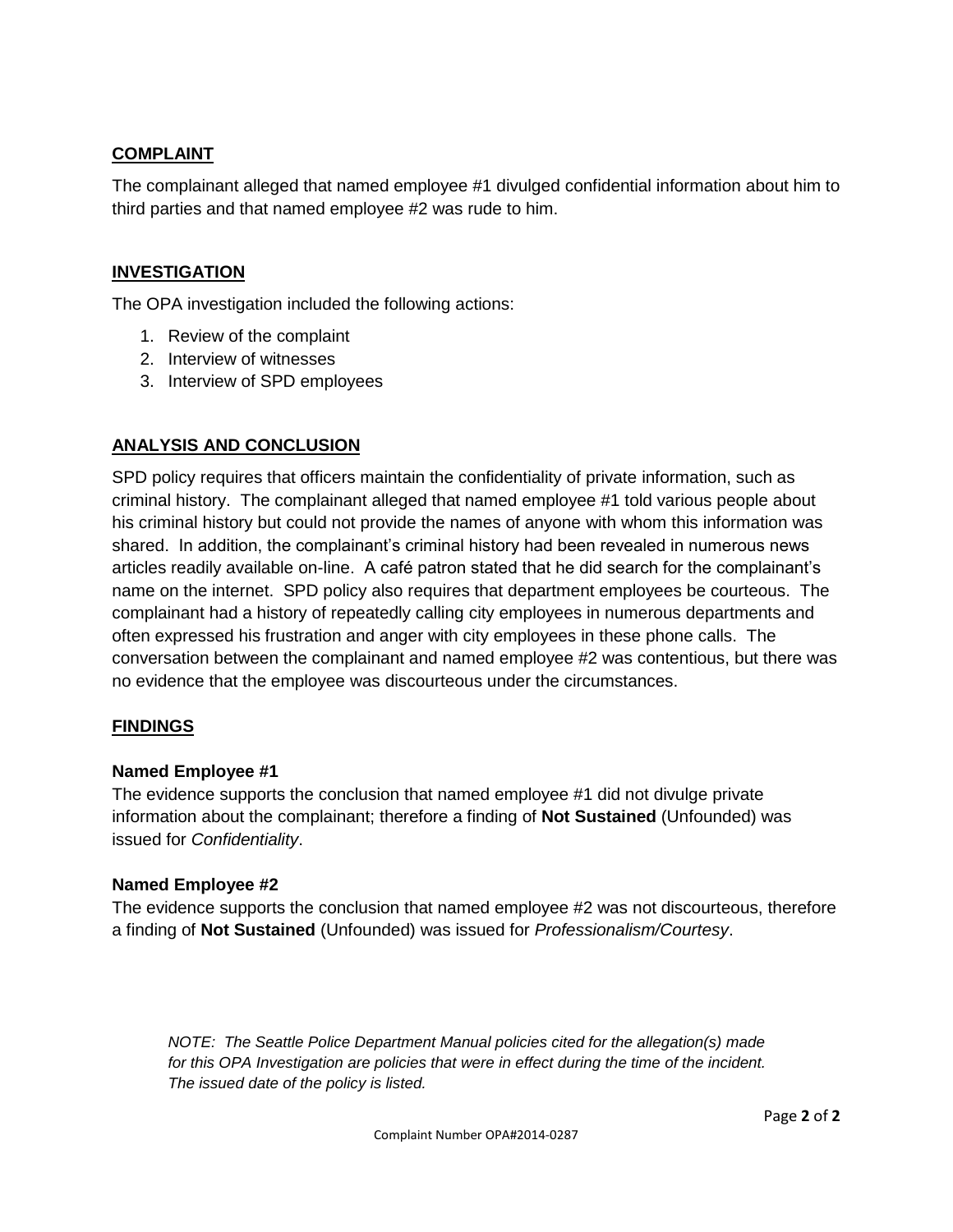## COMPLAINT

The complainant alleged that named employee #1 divulged confidential information about him to third parties and that named employee #2 was rude to him.

## INVESTIGATION

The OPA investigation included the following actions:

1. Review of the complaint
2. Interview of witnesses
3. Interview of SPD employees

## ANALYSIS AND CONCLUSION

SPD policy requires that officers maintain the confidentiality of private information, such as criminal history. The complainant alleged that named employee #1 told various people about his criminal history but could not provide the names of anyone with whom this information was shared. In addition, the complainant's criminal history had been revealed in numerous news articles readily available on-line. A café patron stated that he did search for the complainant's name on the internet. SPD policy also requires that department employees be courteous. The complainant had a history of repeatedly calling city employees in numerous departments and often expressed his frustration and anger with city employees in these phone calls. The conversation between the complainant and named employee #2 was contentious, but there was no evidence that the employee was discourteous under the circumstances.

## FINDINGS

**Named Employee #1**

The evidence supports the conclusion that named employee #1 did not divulge private information about the complainant; therefore a finding of **Not Sustained** (Unfounded) was issued for *Confidentiality*.

**Named Employee #2**

The evidence supports the conclusion that named employee #2 was not discourteous, therefore a finding of **Not Sustained** (Unfounded) was issued for *Professionalism/Courtesy*.

*NOTE: The Seattle Police Department Manual policies cited for the allegation(s) made for this OPA Investigation are policies that were in effect during the time of the incident. The issued date of the policy is listed.*

Complaint Number OPA#2014-0287